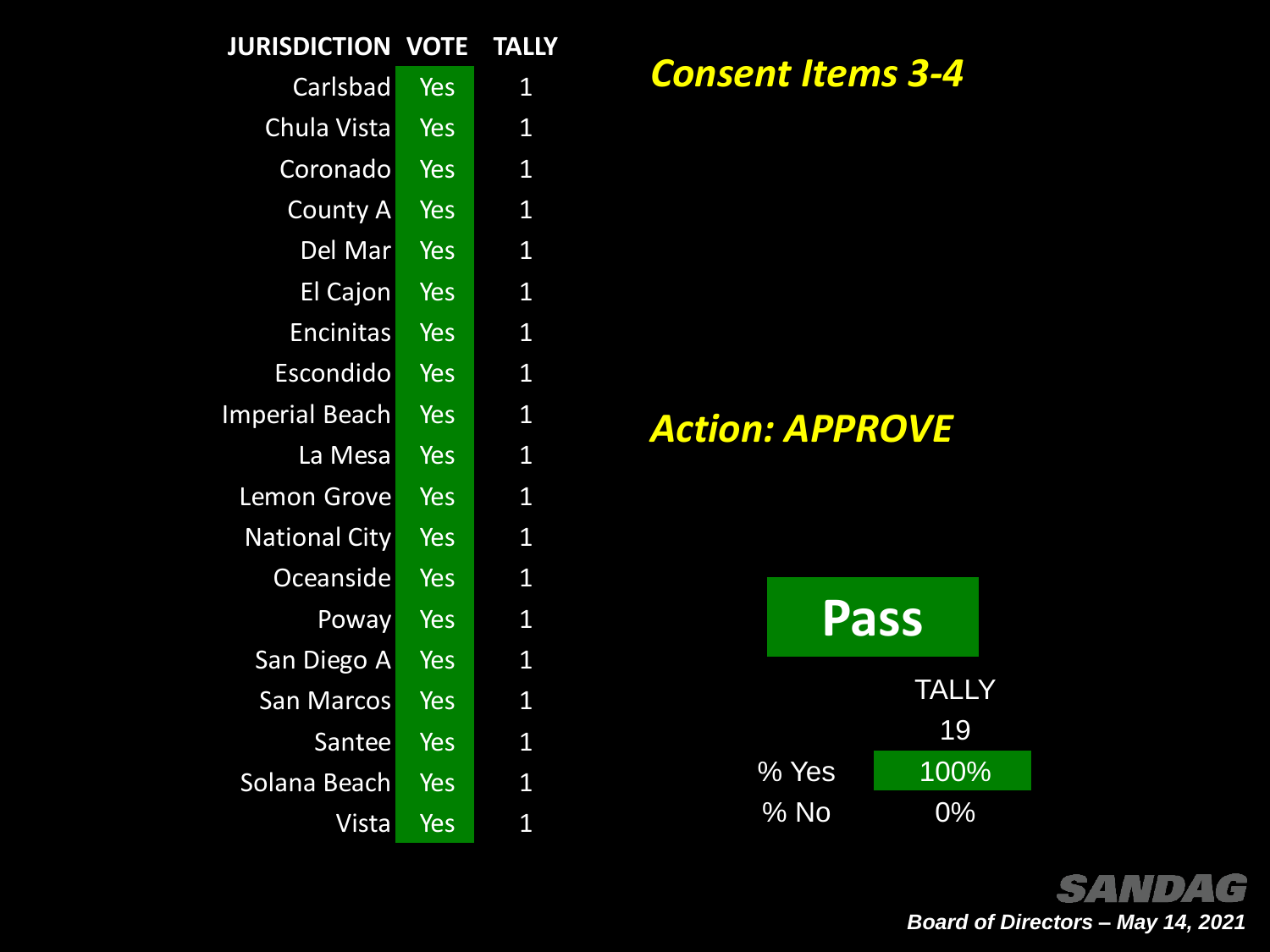| JURISDICTION | VOTE | TALLY |
|---|---|---|
| Carlsbad | Yes | 1 |
| Chula Vista | Yes | 1 |
| Coronado | Yes | 1 |
| County A | Yes | 1 |
| Del Mar | Yes | 1 |
| El Cajon | Yes | 1 |
| Encinitas | Yes | 1 |
| Escondido | Yes | 1 |
| Imperial Beach | Yes | 1 |
| La Mesa | Yes | 1 |
| Lemon Grove | Yes | 1 |
| National City | Yes | 1 |
| Oceanside | Yes | 1 |
| Poway | Yes | 1 |
| San Diego A | Yes | 1 |
| San Marcos | Yes | 1 |
| Santee | Yes | 1 |
| Solana Beach | Yes | 1 |
| Vista | Yes | 1 |

## *Consent Items 3-4*

## *Action: APPROVE*

**Pass**

| | TALLY |
|---|---|
| | 19 |
| % Yes | 100% |
| % No | 0% |

SANDAG

*Board of Directors – May 14, 2021*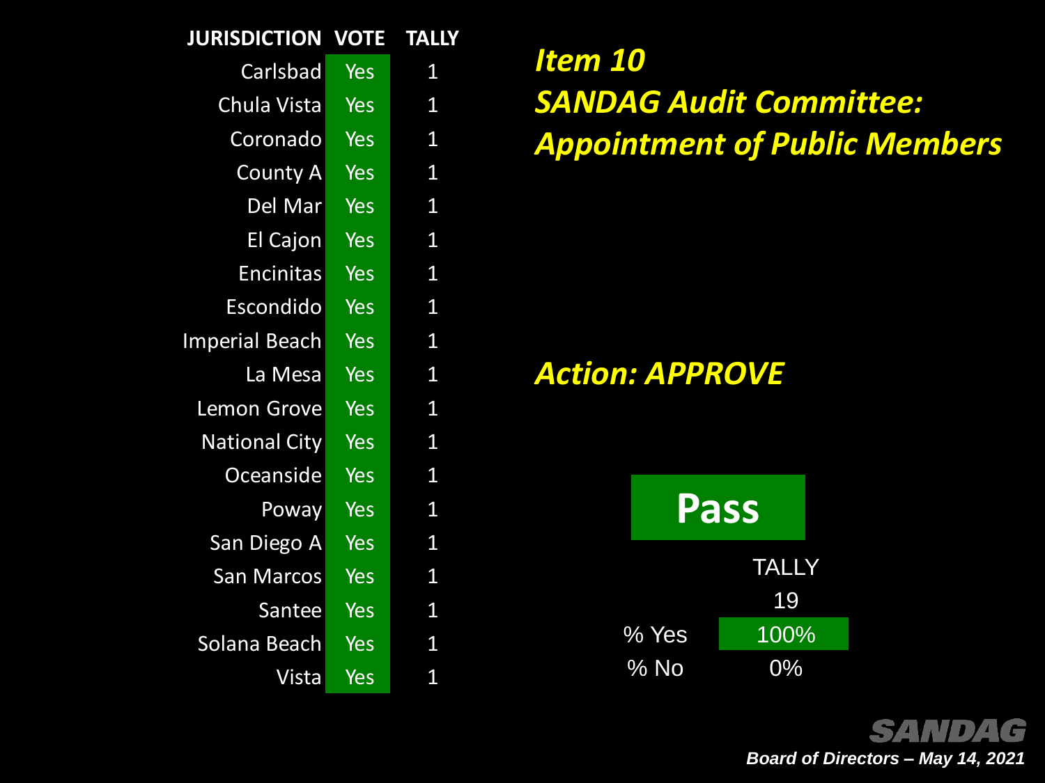## Item 10
## SANDAG Audit Committee: Appointment of Public Members

| JURISDICTION | VOTE | TALLY |
|---|---|---|
| Carlsbad | Yes | 1 |
| Chula Vista | Yes | 1 |
| Coronado | Yes | 1 |
| County A | Yes | 1 |
| Del Mar | Yes | 1 |
| El Cajon | Yes | 1 |
| Encinitas | Yes | 1 |
| Escondido | Yes | 1 |
| Imperial Beach | Yes | 1 |
| La Mesa | Yes | 1 |
| Lemon Grove | Yes | 1 |
| National City | Yes | 1 |
| Oceanside | Yes | 1 |
| Poway | Yes | 1 |
| San Diego A | Yes | 1 |
| San Marcos | Yes | 1 |
| Santee | Yes | 1 |
| Solana Beach | Yes | 1 |
| Vista | Yes | 1 |

### Action: APPROVE

**Pass**

| | TALLY |
|---|---|
| | 19 |
| % Yes | 100% |
| % No | 0% |

SANDAG

*Board of Directors – May 14, 2021*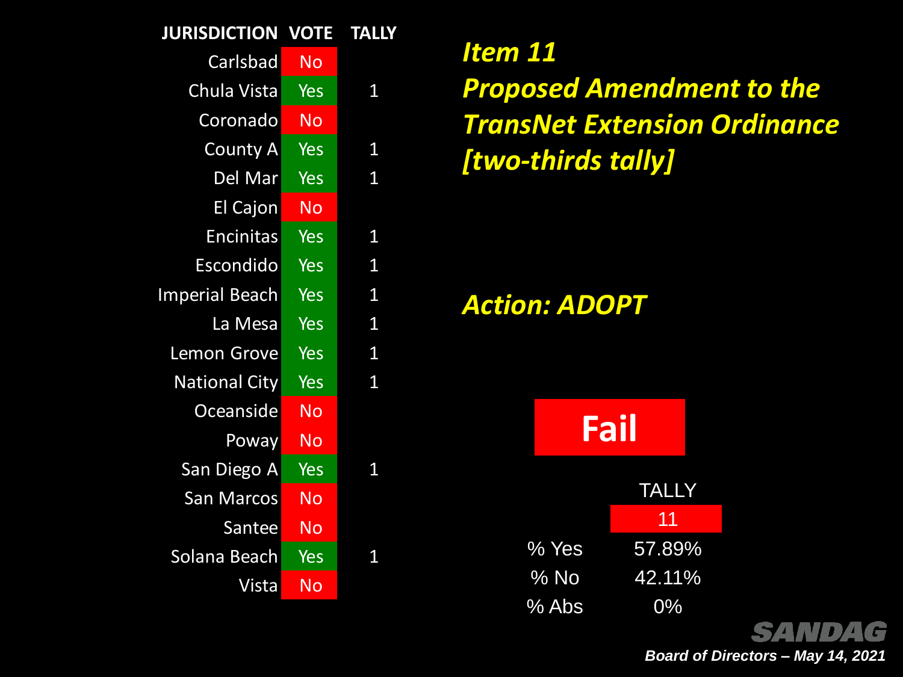| JURISDICTION | VOTE | TALLY |
|---|---|---|
| Carlsbad | No | |
| Chula Vista | Yes | 1 |
| Coronado | No | |
| County A | Yes | 1 |
| Del Mar | Yes | 1 |
| El Cajon | No | |
| Encinitas | Yes | 1 |
| Escondido | Yes | 1 |
| Imperial Beach | Yes | 1 |
| La Mesa | Yes | 1 |
| Lemon Grove | Yes | 1 |
| National City | Yes | 1 |
| Oceanside | No | |
| Poway | No | |
| San Diego A | Yes | 1 |
| San Marcos | No | |
| Santee | No | |
| Solana Beach | Yes | 1 |
| Vista | No | |

***Item 11***
***Proposed Amendment to the TransNet Extension Ordinance [two-thirds tally]***

***Action: ADOPT***

**Fail**

| | TALLY |
|---|---|
| | 11 |
| % Yes | 57.89% |
| % No | 42.11% |
| % Abs | 0% |

SANDAG

***Board of Directors – May 14, 2021***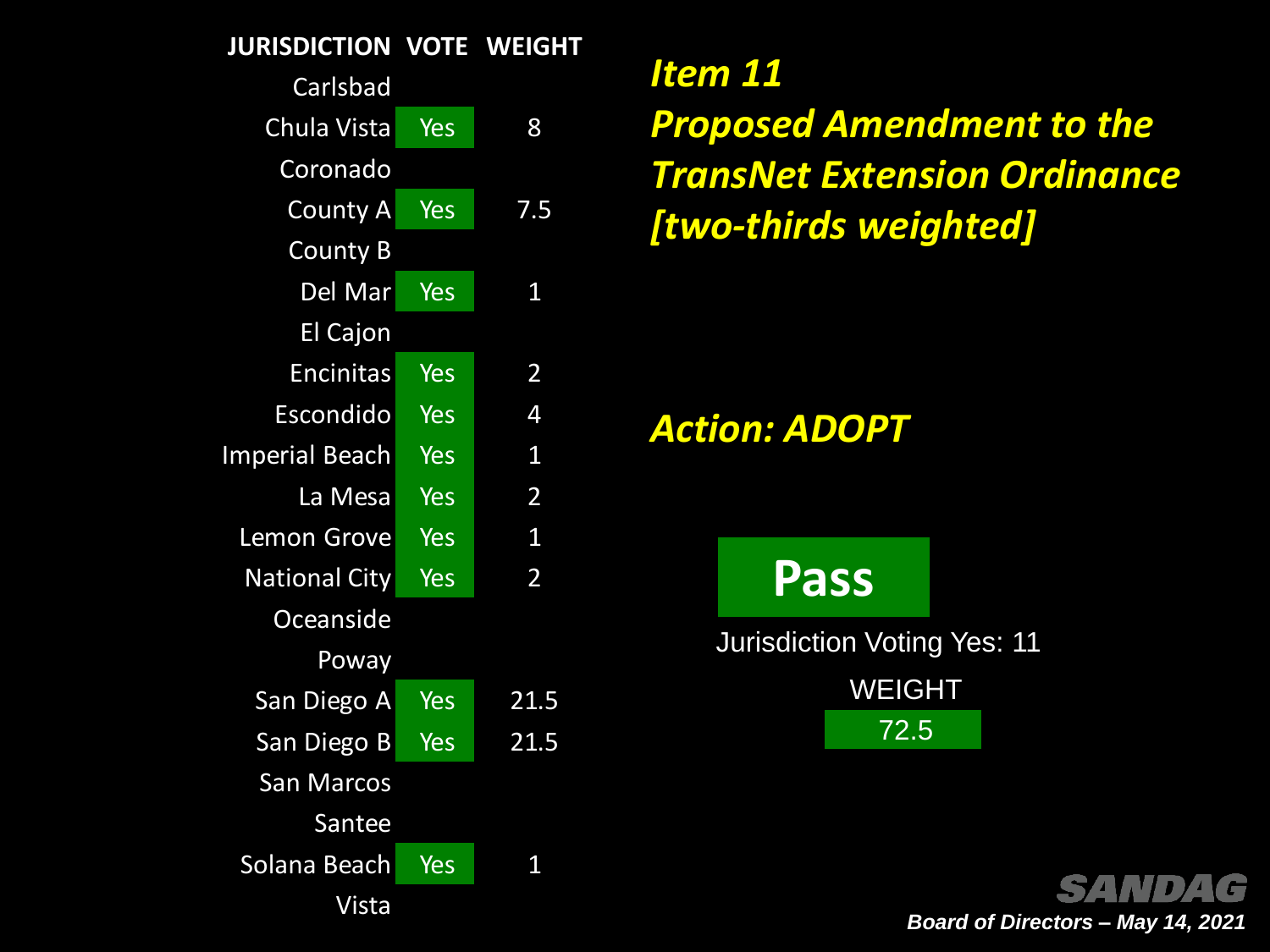| JURISDICTION | VOTE | WEIGHT |
| --- | --- | --- |
| Carlsbad | | |
| Chula Vista | Yes | 8 |
| Coronado | | |
| County A | Yes | 7.5 |
| County B | | |
| Del Mar | Yes | 1 |
| El Cajon | | |
| Encinitas | Yes | 2 |
| Escondido | Yes | 4 |
| Imperial Beach | Yes | 1 |
| La Mesa | Yes | 2 |
| Lemon Grove | Yes | 1 |
| National City | Yes | 2 |
| Oceanside | | |
| Poway | | |
| San Diego A | Yes | 21.5 |
| San Diego B | Yes | 21.5 |
| San Marcos | | |
| Santee | | |
| Solana Beach | Yes | 1 |
| Vista | | |

***Item 11***
***Proposed Amendment to the TransNet Extension Ordinance [two-thirds weighted]***

***Action: ADOPT***

**Pass**

Jurisdiction Voting Yes: 11

WEIGHT

72.5

SANDAG

*Board of Directors – May 14, 2021*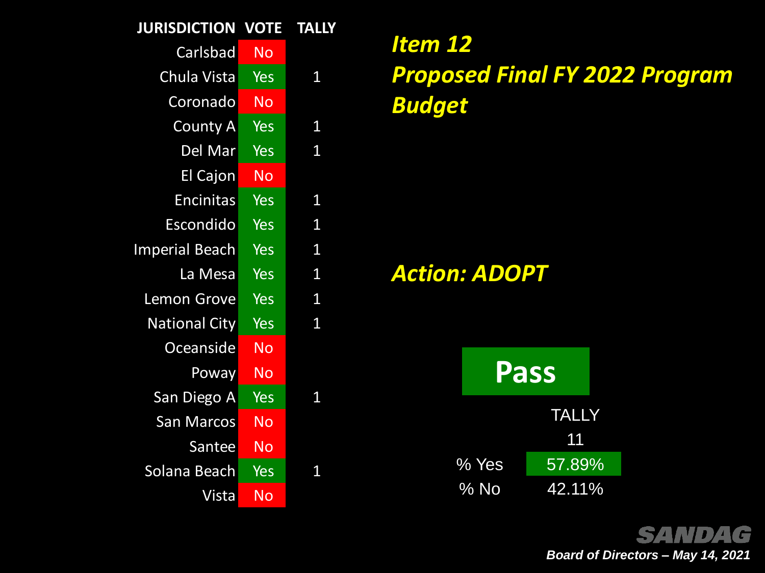| JURISDICTION | VOTE | TALLY |
| --- | --- | --- |
| Carlsbad | No | |
| Chula Vista | Yes | 1 |
| Coronado | No | |
| County A | Yes | 1 |
| Del Mar | Yes | 1 |
| El Cajon | No | |
| Encinitas | Yes | 1 |
| Escondido | Yes | 1 |
| Imperial Beach | Yes | 1 |
| La Mesa | Yes | 1 |
| Lemon Grove | Yes | 1 |
| National City | Yes | 1 |
| Oceanside | No | |
| Poway | No | |
| San Diego A | Yes | 1 |
| San Marcos | No | |
| Santee | No | |
| Solana Beach | Yes | 1 |
| Vista | No | |

***Item 12***

***Proposed Final FY 2022 Program Budget***

***Action: ADOPT***

**Pass**

| | TALLY |
| --- | --- |
| | 11 |
| % Yes | 57.89% |
| % No | 42.11% |

SANDAG

*Board of Directors – May 14, 2021*